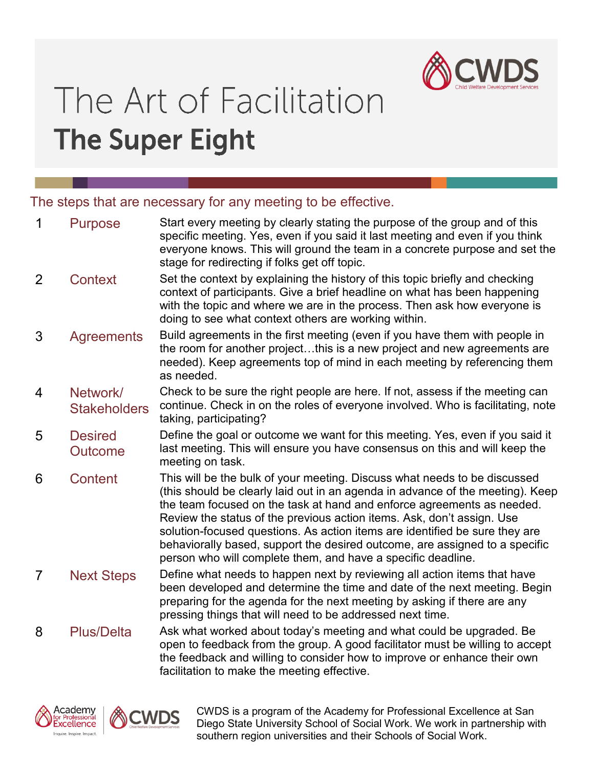# The Art of Facilitation

## The Super Eight

The steps that are necessary for any meeting to be effective.

| # | Step | Description |
|---|---|---|
| 1 | Purpose | Start every meeting by clearly stating the purpose of the group and of this specific meeting. Yes, even if you said it last meeting and even if you think everyone knows. This will ground the team in a concrete purpose and set the stage for redirecting if folks get off topic. |
| 2 | Context | Set the context by explaining the history of this topic briefly and checking context of participants. Give a brief headline on what has been happening with the topic and where we are in the process. Then ask how everyone is doing to see what context others are working within. |
| 3 | Agreements | Build agreements in the first meeting (even if you have them with people in the room for another project…this is a new project and new agreements are needed). Keep agreements top of mind in each meeting by referencing them as needed. |
| 4 | Network/ Stakeholders | Check to be sure the right people are here. If not, assess if the meeting can continue. Check in on the roles of everyone involved. Who is facilitating, note taking, participating? |
| 5 | Desired Outcome | Define the goal or outcome we want for this meeting. Yes, even if you said it last meeting. This will ensure you have consensus on this and will keep the meeting on task. |
| 6 | Content | This will be the bulk of your meeting. Discuss what needs to be discussed (this should be clearly laid out in an agenda in advance of the meeting). Keep the team focused on the task at hand and enforce agreements as needed. Review the status of the previous action items. Ask, don't assign. Use solution-focused questions. As action items are identified be sure they are behaviorally based, support the desired outcome, are assigned to a specific person who will complete them, and have a specific deadline. |
| 7 | Next Steps | Define what needs to happen next by reviewing all action items that have been developed and determine the time and date of the next meeting. Begin preparing for the agenda for the next meeting by asking if there are any pressing things that will need to be addressed next time. |
| 8 | Plus/Delta | Ask what worked about today's meeting and what could be upgraded. Be open to feedback from the group. A good facilitator must be willing to accept the feedback and willing to consider how to improve or enhance their own facilitation to make the meeting effective. |

CWDS is a program of the Academy for Professional Excellence at San Diego State University School of Social Work. We work in partnership with southern region universities and their Schools of Social Work.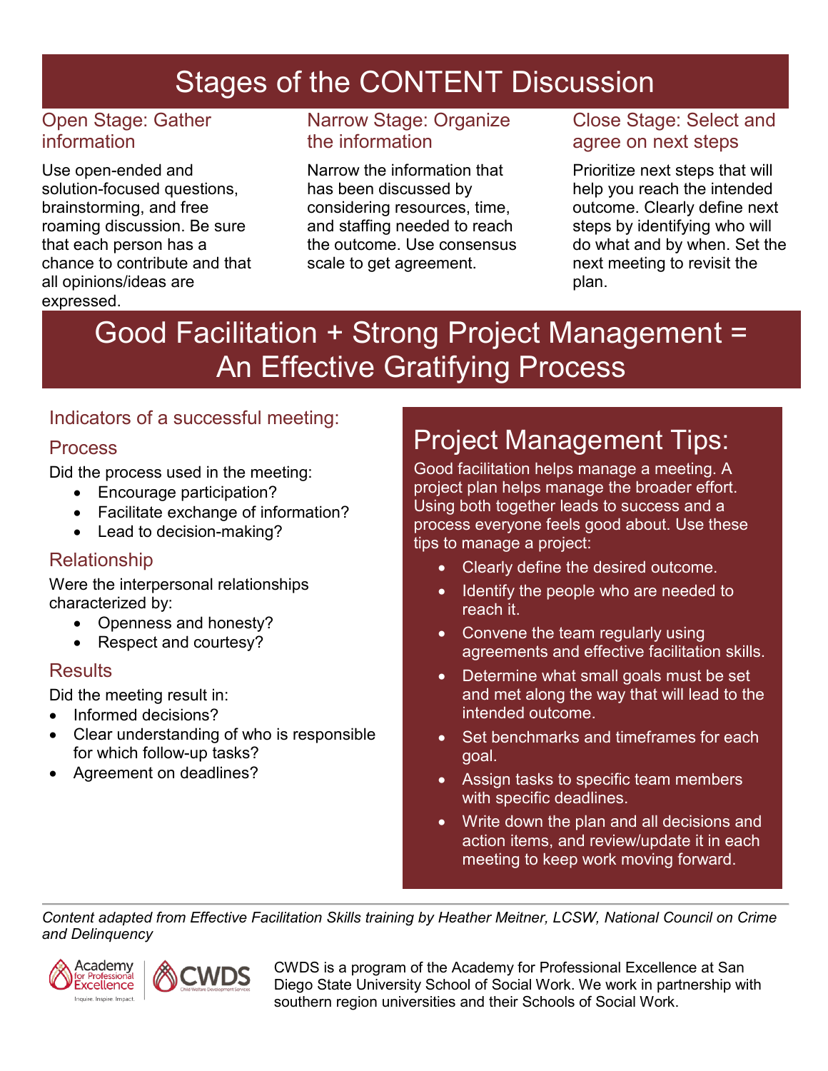# Stages of the CONTENT Discussion

### Open Stage: Gather information

Use open-ended and solution-focused questions, brainstorming, and free roaming discussion. Be sure that each person has a chance to contribute and that all opinions/ideas are expressed.

### Narrow Stage: Organize the information

Narrow the information that has been discussed by considering resources, time, and staffing needed to reach the outcome. Use consensus scale to get agreement.

### Close Stage: Select and agree on next steps

Prioritize next steps that will help you reach the intended outcome. Clearly define next steps by identifying who will do what and by when. Set the next meeting to revisit the plan.

# Good Facilitation + Strong Project Management = An Effective Gratifying Process

## Indicators of a successful meeting:

### Process

Did the process used in the meeting:

- Encourage participation?
- Facilitate exchange of information?
- Lead to decision-making?

### Relationship

Were the interpersonal relationships characterized by:

- Openness and honesty?
- Respect and courtesy?

### Results

Did the meeting result in:

- Informed decisions?
- Clear understanding of who is responsible for which follow-up tasks?
- Agreement on deadlines?

## Project Management Tips:

Good facilitation helps manage a meeting. A project plan helps manage the broader effort. Using both together leads to success and a process everyone feels good about. Use these tips to manage a project:

- Clearly define the desired outcome.
- Identify the people who are needed to reach it.
- Convene the team regularly using agreements and effective facilitation skills.
- Determine what small goals must be set and met along the way that will lead to the intended outcome.
- Set benchmarks and timeframes for each goal.
- Assign tasks to specific team members with specific deadlines.
- Write down the plan and all decisions and action items, and review/update it in each meeting to keep work moving forward.

---

*Content adapted from Effective Facilitation Skills training by Heather Meitner, LCSW, National Council on Crime and Delinquency*

CWDS is a program of the Academy for Professional Excellence at San Diego State University School of Social Work. We work in partnership with southern region universities and their Schools of Social Work.